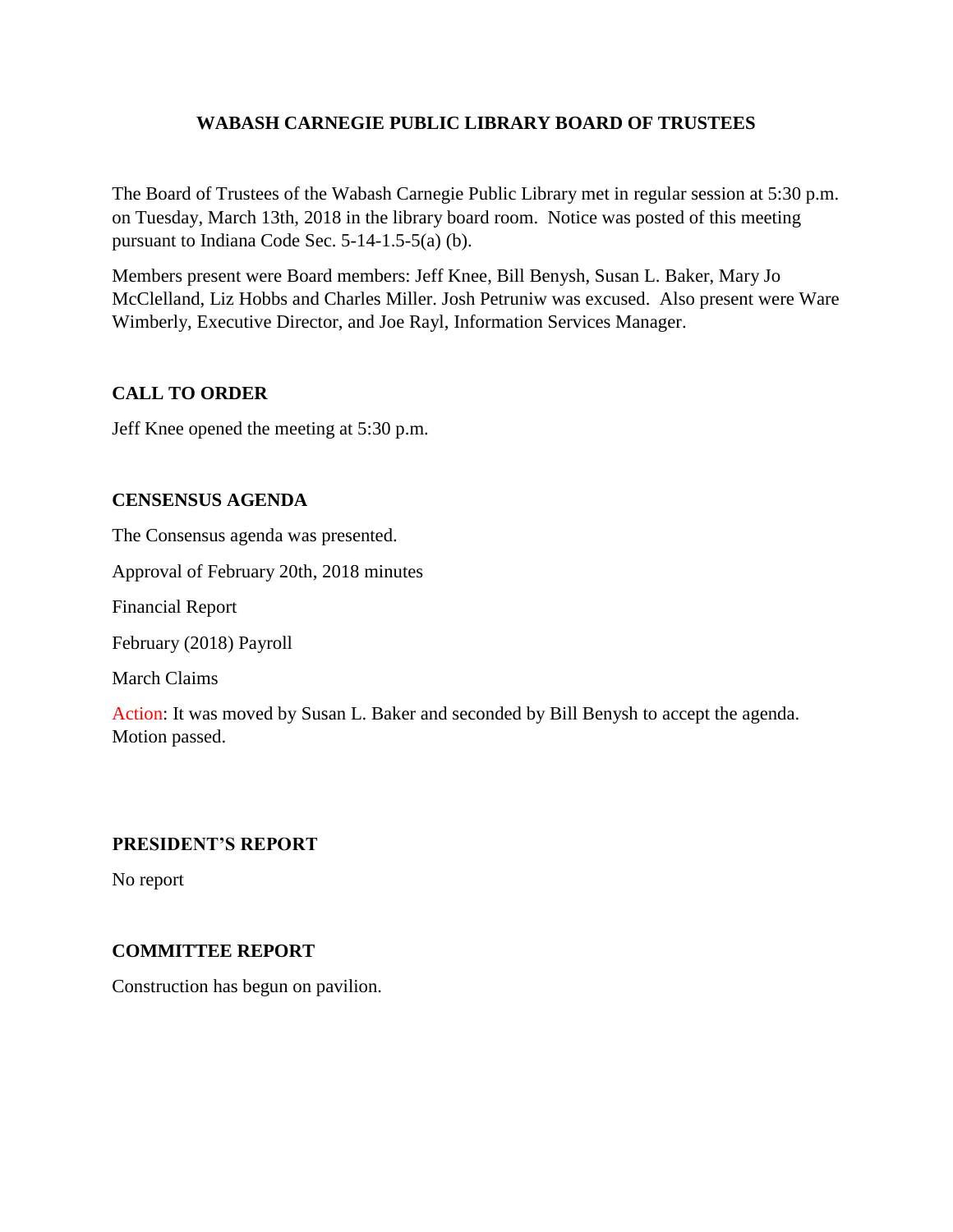# WABASH CARNEGIE PUBLIC LIBRARY BOARD OF TRUSTEES

The Board of Trustees of the Wabash Carnegie Public Library met in regular session at 5:30 p.m. on Tuesday, March 13th, 2018 in the library board room. Notice was posted of this meeting pursuant to Indiana Code Sec. 5-14-1.5-5(a) (b).

Members present were Board members: Jeff Knee, Bill Benysh, Susan L. Baker, Mary Jo McClelland, Liz Hobbs and Charles Miller. Josh Petruniw was excused. Also present were Ware Wimberly, Executive Director, and Joe Rayl, Information Services Manager.

## CALL TO ORDER

Jeff Knee opened the meeting at 5:30 p.m.

## CENSENSUS AGENDA

The Consensus agenda was presented.

Approval of February 20th, 2018 minutes

Financial Report

February (2018) Payroll

March Claims

Action: It was moved by Susan L. Baker and seconded by Bill Benysh to accept the agenda. Motion passed.

## PRESIDENT'S REPORT

No report

## COMMITTEE REPORT

Construction has begun on pavilion.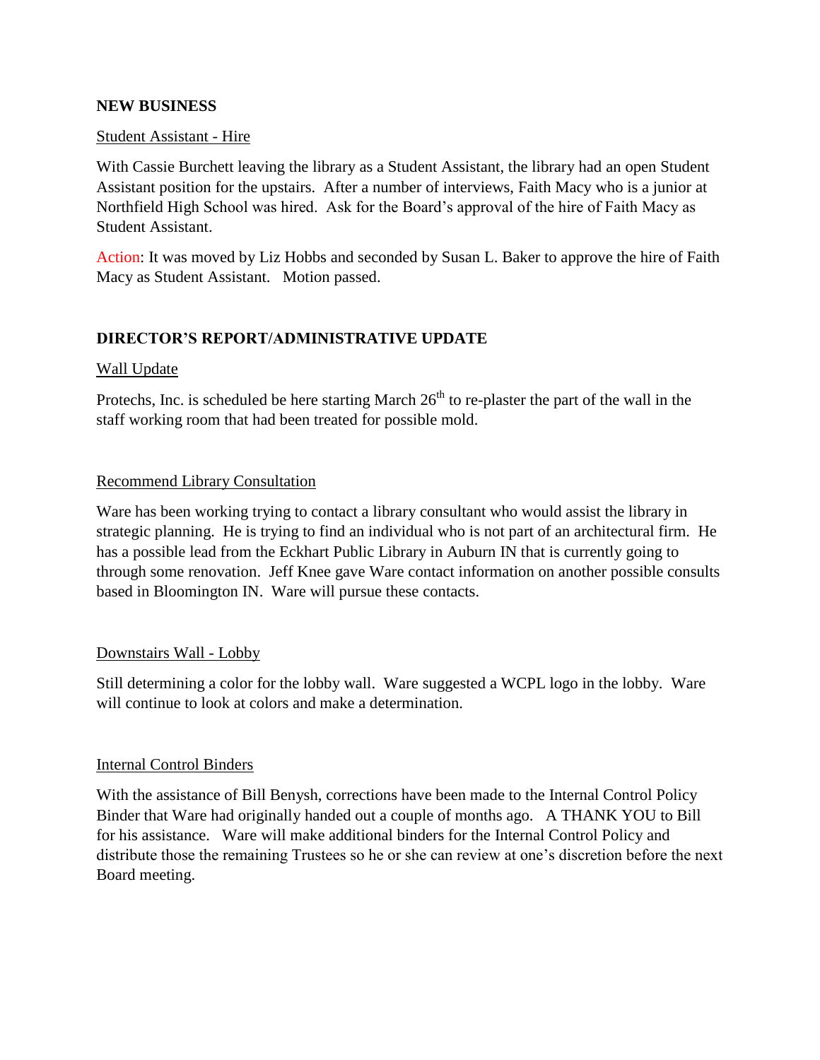**NEW BUSINESS**

Student Assistant - Hire

With Cassie Burchett leaving the library as a Student Assistant, the library had an open Student Assistant position for the upstairs. After a number of interviews, Faith Macy who is a junior at Northfield High School was hired. Ask for the Board's approval of the hire of Faith Macy as Student Assistant.

Action: It was moved by Liz Hobbs and seconded by Susan L. Baker to approve the hire of Faith Macy as Student Assistant. Motion passed.

**DIRECTOR'S REPORT/ADMINISTRATIVE UPDATE**

Wall Update

Protechs, Inc. is scheduled be here starting March 26th to re-plaster the part of the wall in the staff working room that had been treated for possible mold.

Recommend Library Consultation

Ware has been working trying to contact a library consultant who would assist the library in strategic planning. He is trying to find an individual who is not part of an architectural firm. He has a possible lead from the Eckhart Public Library in Auburn IN that is currently going to through some renovation. Jeff Knee gave Ware contact information on another possible consults based in Bloomington IN. Ware will pursue these contacts.

Downstairs Wall - Lobby

Still determining a color for the lobby wall. Ware suggested a WCPL logo in the lobby. Ware will continue to look at colors and make a determination.

Internal Control Binders

With the assistance of Bill Benysh, corrections have been made to the Internal Control Policy Binder that Ware had originally handed out a couple of months ago. A THANK YOU to Bill for his assistance. Ware will make additional binders for the Internal Control Policy and distribute those the remaining Trustees so he or she can review at one's discretion before the next Board meeting.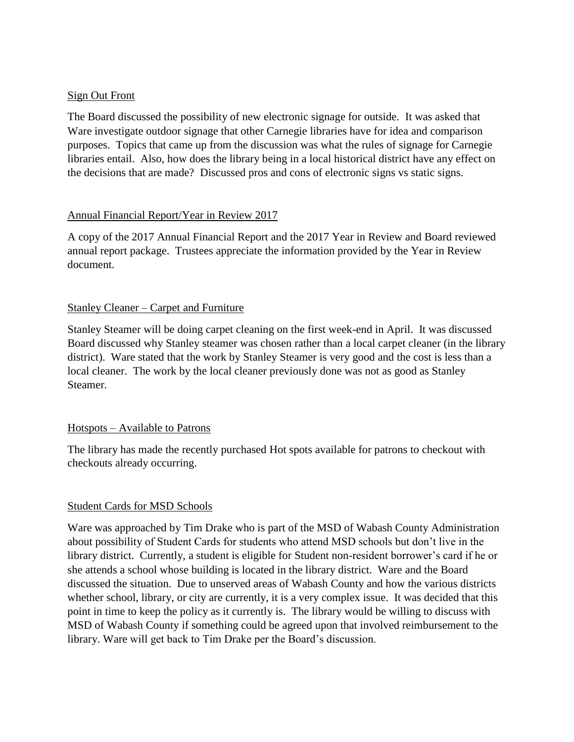<u>Sign Out Front</u>

The Board discussed the possibility of new electronic signage for outside. It was asked that Ware investigate outdoor signage that other Carnegie libraries have for idea and comparison purposes. Topics that came up from the discussion was what the rules of signage for Carnegie libraries entail. Also, how does the library being in a local historical district have any effect on the decisions that are made? Discussed pros and cons of electronic signs vs static signs.

<u>Annual Financial Report/Year in Review 2017</u>

A copy of the 2017 Annual Financial Report and the 2017 Year in Review and Board reviewed annual report package. Trustees appreciate the information provided by the Year in Review document.

<u>Stanley Cleaner – Carpet and Furniture</u>

Stanley Steamer will be doing carpet cleaning on the first week-end in April. It was discussed Board discussed why Stanley steamer was chosen rather than a local carpet cleaner (in the library district). Ware stated that the work by Stanley Steamer is very good and the cost is less than a local cleaner. The work by the local cleaner previously done was not as good as Stanley Steamer.

<u>Hotspots – Available to Patrons</u>

The library has made the recently purchased Hot spots available for patrons to checkout with checkouts already occurring.

<u>Student Cards for MSD Schools</u>

Ware was approached by Tim Drake who is part of the MSD of Wabash County Administration about possibility of Student Cards for students who attend MSD schools but don't live in the library district. Currently, a student is eligible for Student non-resident borrower's card if he or she attends a school whose building is located in the library district. Ware and the Board discussed the situation. Due to unserved areas of Wabash County and how the various districts whether school, library, or city are currently, it is a very complex issue. It was decided that this point in time to keep the policy as it currently is. The library would be willing to discuss with MSD of Wabash County if something could be agreed upon that involved reimbursement to the library. Ware will get back to Tim Drake per the Board's discussion.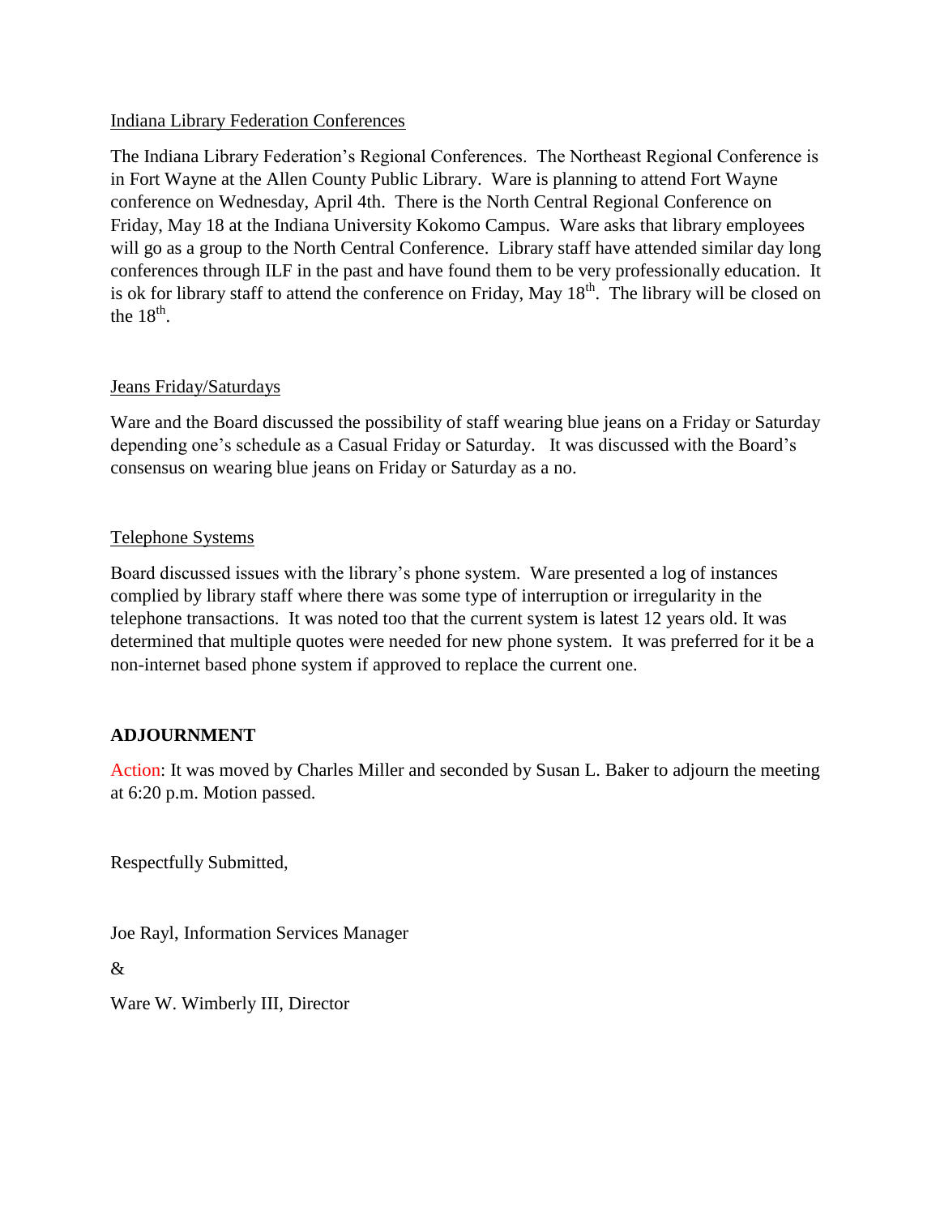Indiana Library Federation Conferences

The Indiana Library Federation's Regional Conferences. The Northeast Regional Conference is in Fort Wayne at the Allen County Public Library. Ware is planning to attend Fort Wayne conference on Wednesday, April 4th. There is the North Central Regional Conference on Friday, May 18 at the Indiana University Kokomo Campus. Ware asks that library employees will go as a group to the North Central Conference. Library staff have attended similar day long conferences through ILF in the past and have found them to be very professionally education. It is ok for library staff to attend the conference on Friday, May 18th. The library will be closed on the 18th.

Jeans Friday/Saturdays

Ware and the Board discussed the possibility of staff wearing blue jeans on a Friday or Saturday depending one's schedule as a Casual Friday or Saturday. It was discussed with the Board's consensus on wearing blue jeans on Friday or Saturday as a no.

Telephone Systems

Board discussed issues with the library's phone system. Ware presented a log of instances complied by library staff where there was some type of interruption or irregularity in the telephone transactions. It was noted too that the current system is latest 12 years old. It was determined that multiple quotes were needed for new phone system. It was preferred for it be a non-internet based phone system if approved to replace the current one.

**ADJOURNMENT**

Action: It was moved by Charles Miller and seconded by Susan L. Baker to adjourn the meeting at 6:20 p.m. Motion passed.

Respectfully Submitted,

Joe Rayl, Information Services Manager

&

Ware W. Wimberly III, Director